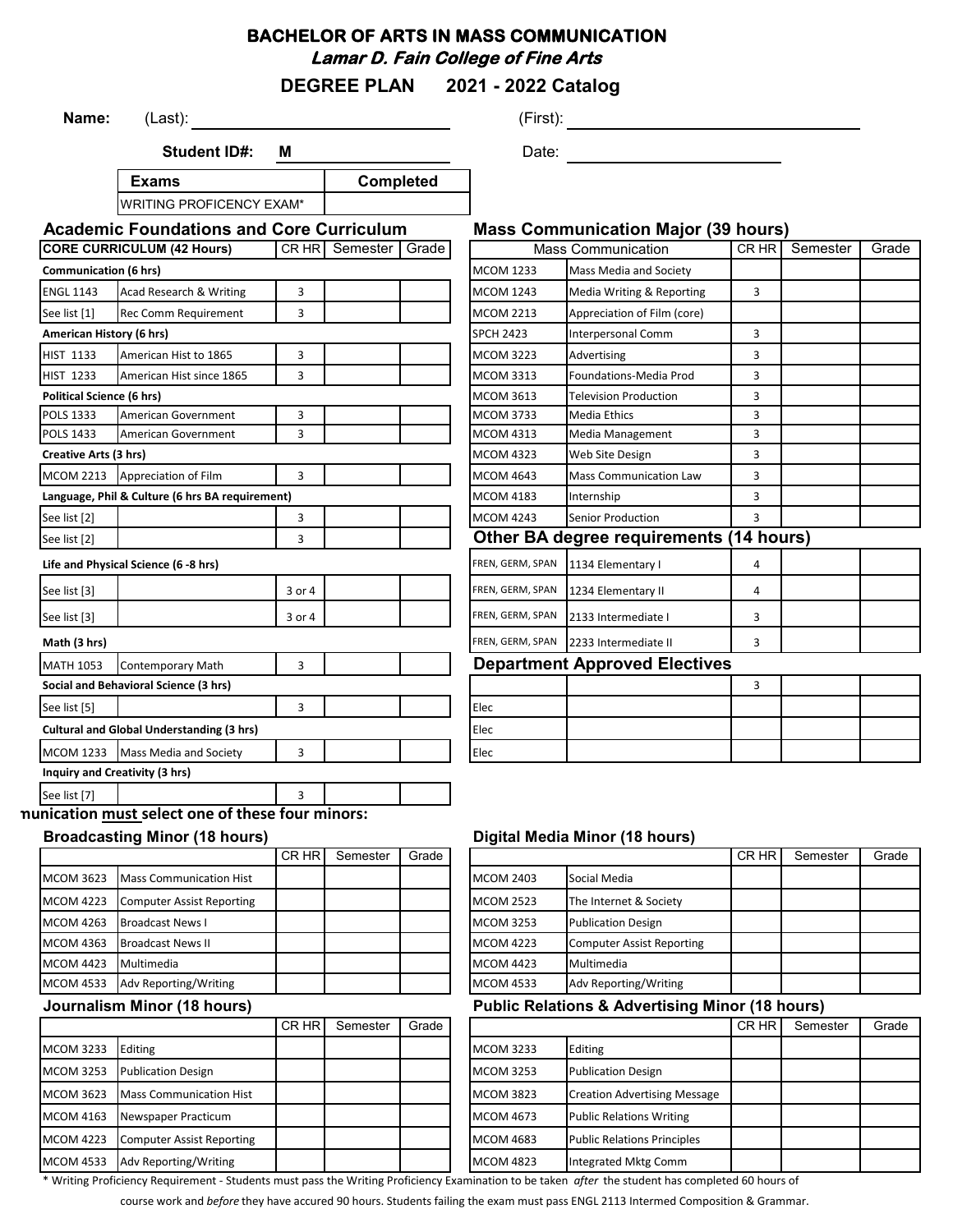# BACHELOR OF ARTS IN MASS COMMUNICATION

***Lamar D. Fain College of Fine Arts***

## DEGREE PLAN 2021 - 2022 Catalog

**Name:** (Last): ______________________ (First): ______________________

**Student ID#:** M ______________ Date: ______________

| Exams | Completed |
|---|---|
| WRITING PROFICENCY EXAM* | |

### Academic Foundations and Core Curriculum

| CORE CURRICULUM (42 Hours) | | CR HR | Semester | Grade |
|---|---|---|---|---|
| **Communication (6 hrs)** | | | | |
| ENGL 1143 | Acad Research & Writing | 3 | | |
| See list [1] | Rec Comm Requirement | 3 | | |
| **American History (6 hrs)** | | | | |
| HIST 1133 | American Hist to 1865 | 3 | | |
| HIST 1233 | American Hist since 1865 | 3 | | |
| **Political Science (6 hrs)** | | | | |
| POLS 1333 | American Government | 3 | | |
| POLS 1433 | American Government | 3 | | |
| **Creative Arts (3 hrs)** | | | | |
| MCOM 2213 | Appreciation of Film | 3 | | |
| **Language, Phil & Culture (6 hrs BA requirement)** | | | | |
| See list [2] | | 3 | | |
| See list [2] | | 3 | | |
| **Life and Physical Science (6 -8 hrs)** | | | | |
| See list [3] | | 3 or 4 | | |
| See list [3] | | 3 or 4 | | |
| **Math (3 hrs)** | | | | |
| MATH 1053 | Contemporary Math | 3 | | |
| **Social and Behavioral Science (3 hrs)** | | | | |
| See list [5] | | 3 | | |
| **Cultural and Global Understanding (3 hrs)** | | | | |
| MCOM 1233 | Mass Media and Society | 3 | | |
| **Inquiry and Creativity (3 hrs)** | | | | |
| See list [7] | | 3 | | |

### Mass Communication Major (39 hours)

| | Mass Communication | CR HR | Semester | Grade |
|---|---|---|---|---|
| MCOM 1233 | Mass Media and Society | | | |
| MCOM 1243 | Media Writing & Reporting | 3 | | |
| MCOM 2213 | Appreciation of Film (core) | | | |
| SPCH 2423 | Interpersonal Comm | 3 | | |
| MCOM 3223 | Advertising | 3 | | |
| MCOM 3313 | Foundations-Media Prod | 3 | | |
| MCOM 3613 | Television Production | 3 | | |
| MCOM 3733 | Media Ethics | 3 | | |
| MCOM 4313 | Media Management | 3 | | |
| MCOM 4323 | Web Site Design | 3 | | |
| MCOM 4643 | Mass Communication Law | 3 | | |
| MCOM 4183 | Internship | 3 | | |
| MCOM 4243 | Senior Production | 3 | | |

### Other BA degree requirements (14 hours)

| | | CR HR | Semester | Grade |
|---|---|---|---|---|
| FREN, GERM, SPAN | 1134 Elementary I | 4 | | |
| FREN, GERM, SPAN | 1234 Elementary II | 4 | | |
| FREN, GERM, SPAN | 2133 Intermediate I | 3 | | |
| FREN, GERM, SPAN | 2233 Intermediate II | 3 | | |

### Department Approved Electives

| | | CR HR | Semester | Grade |
|---|---|---|---|---|
| | | 3 | | |
| Elec | | | | |
| Elec | | | | |
| Elec | | | | |

**nunication must select one of these four minors:**

### Broadcasting Minor (18 hours)

| | | CR HR | Semester | Grade |
|---|---|---|---|---|
| MCOM 3623 | Mass Communication Hist | | | |
| MCOM 4223 | Computer Assist Reporting | | | |
| MCOM 4263 | Broadcast News I | | | |
| MCOM 4363 | Broadcast News II | | | |
| MCOM 4423 | Multimedia | | | |
| MCOM 4533 | Adv Reporting/Writing | | | |

### Digital Media Minor (18 hours)

| | | CR HR | Semester | Grade |
|---|---|---|---|---|
| MCOM 2403 | Social Media | | | |
| MCOM 2523 | The Internet & Society | | | |
| MCOM 3253 | Publication Design | | | |
| MCOM 4223 | Computer Assist Reporting | | | |
| MCOM 4423 | Multimedia | | | |
| MCOM 4533 | Adv Reporting/Writing | | | |

### Journalism Minor (18 hours)

| | | CR HR | Semester | Grade |
|---|---|---|---|---|
| MCOM 3233 | Editing | | | |
| MCOM 3253 | Publication Design | | | |
| MCOM 3623 | Mass Communication Hist | | | |
| MCOM 4163 | Newspaper Practicum | | | |
| MCOM 4223 | Computer Assist Reporting | | | |
| MCOM 4533 | Adv Reporting/Writing | | | |

### Public Relations & Advertising Minor (18 hours)

| | | CR HR | Semester | Grade |
|---|---|---|---|---|
| MCOM 3233 | Editing | | | |
| MCOM 3253 | Publication Design | | | |
| MCOM 3823 | Creation Advertising Message | | | |
| MCOM 4673 | Public Relations Writing | | | |
| MCOM 4683 | Public Relations Principles | | | |
| MCOM 4823 | Integrated Mktg Comm | | | |

\* Writing Proficiency Requirement - Students must pass the Writing Proficiency Examination to be taken *after* the student has completed 60 hours of course work and *before* they have accured 90 hours. Students failing the exam must pass ENGL 2113 Intermed Composition & Grammar.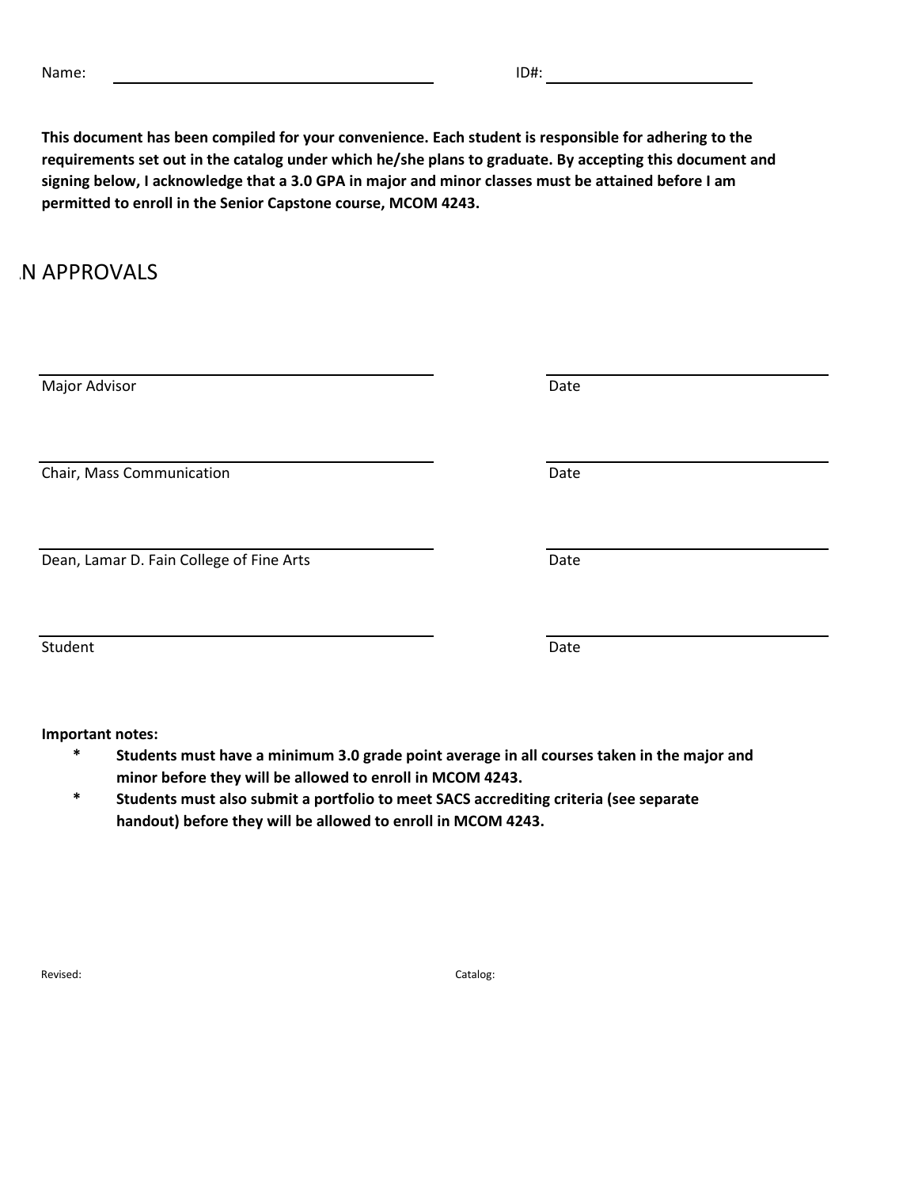Name: ______________________________ ID#: ____________________

**This document has been compiled for your convenience. Each student is responsible for adhering to the requirements set out in the catalog under which he/she plans to graduate. By accepting this document and signing below, I acknowledge that a 3.0 GPA in major and minor classes must be attained before I am permitted to enroll in the Senior Capstone course, MCOM 4243.**

## .N APPROVALS

| | |
|---|---|
| ______________________________ | ____________________ |
| Major Advisor | Date |
| ______________________________ | ____________________ |
| Chair, Mass Communication | Date |
| ______________________________ | ____________________ |
| Dean, Lamar D. Fain College of Fine Arts | Date |
| ______________________________ | ____________________ |
| Student | Date |

**Important notes:**

- \* **Students must have a minimum 3.0 grade point average in all courses taken in the major and minor before they will be allowed to enroll in MCOM 4243.**
- \* **Students must also submit a portfolio to meet SACS accrediting criteria (see separate handout) before they will be allowed to enroll in MCOM 4243.**

Revised: Catalog: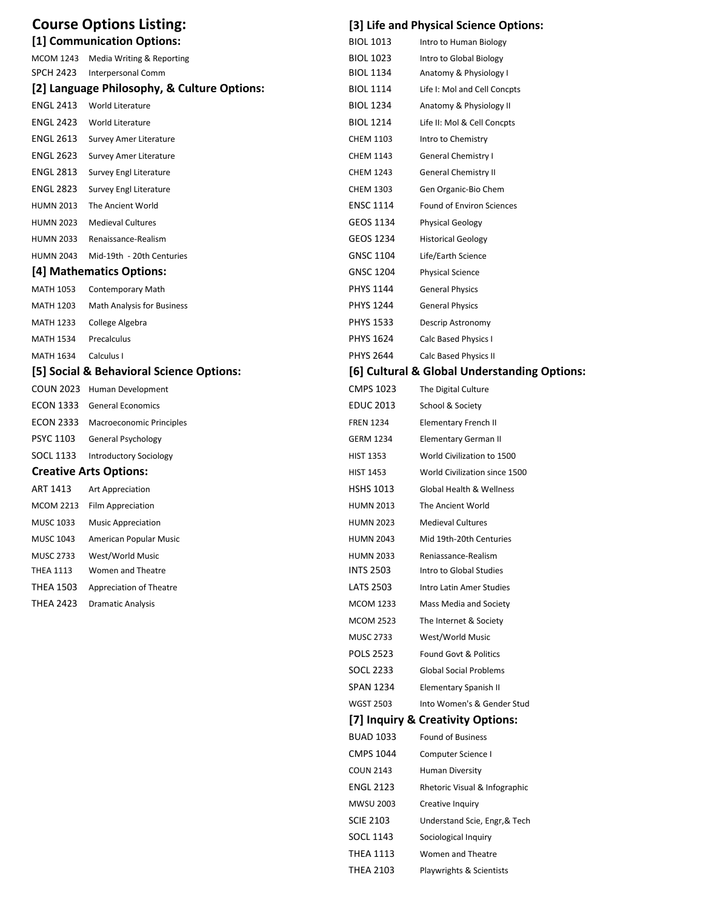# Course Options Listing:

### [1] Communication Options:

| | |
|---|---|
| MCOM 1243 | Media Writing & Reporting |
| SPCH 2423 | Interpersonal Comm |

### [2] Language Philosophy, & Culture Options:

| | |
|---|---|
| ENGL 2413 | World Literature |
| ENGL 2423 | World Literature |
| ENGL 2613 | Survey Amer Literature |
| ENGL 2623 | Survey Amer Literature |
| ENGL 2813 | Survey Engl Literature |
| ENGL 2823 | Survey Engl Literature |
| HUMN 2013 | The Ancient World |
| HUMN 2023 | Medieval Cultures |
| HUMN 2033 | Renaissance-Realism |
| HUMN 2043 | Mid-19th - 20th Centuries |

### [4] Mathematics Options:

| | |
|---|---|
| MATH 1053 | Contemporary Math |
| MATH 1203 | Math Analysis for Business |
| MATH 1233 | College Algebra |
| MATH 1534 | Precalculus |
| MATH 1634 | Calculus I |

### [5] Social & Behavioral Science Options:

| | |
|---|---|
| COUN 2023 | Human Development |
| ECON 1333 | General Economics |
| ECON 2333 | Macroeconomic Principles |
| PSYC 1103 | General Psychology |
| SOCL 1133 | Introductory Sociology |

### Creative Arts Options:

| | |
|---|---|
| ART 1413 | Art Appreciation |
| MCOM 2213 | Film Appreciation |
| MUSC 1033 | Music Appreciation |
| MUSC 1043 | American Popular Music |
| MUSC 2733 | West/World Music |
| THEA 1113 | Women and Theatre |
| THEA 1503 | Appreciation of Theatre |
| THEA 2423 | Dramatic Analysis |

### [3] Life and Physical Science Options:

| | |
|---|---|
| BIOL 1013 | Intro to Human Biology |
| BIOL 1023 | Intro to Global Biology |
| BIOL 1134 | Anatomy & Physiology I |
| BIOL 1114 | Life I: Mol and Cell Concpts |
| BIOL 1234 | Anatomy & Physiology II |
| BIOL 1214 | Life II: Mol & Cell Concpts |
| CHEM 1103 | Intro to Chemistry |
| CHEM 1143 | General Chemistry I |
| CHEM 1243 | General Chemistry II |
| CHEM 1303 | Gen Organic-Bio Chem |
| ENSC 1114 | Found of Environ Sciences |
| GEOS 1134 | Physical Geology |
| GEOS 1234 | Historical Geology |
| GNSC 1104 | Life/Earth Science |
| GNSC 1204 | Physical Science |
| PHYS 1144 | General Physics |
| PHYS 1244 | General Physics |
| PHYS 1533 | Descrip Astronomy |
| PHYS 1624 | Calc Based Physics I |
| PHYS 2644 | Calc Based Physics II |

### [6] Cultural & Global Understanding Options:

| | |
|---|---|
| CMPS 1023 | The Digital Culture |
| EDUC 2013 | School & Society |
| FREN 1234 | Elementary French II |
| GERM 1234 | Elementary German II |
| HIST 1353 | World Civilization to 1500 |
| HIST 1453 | World Civilization since 1500 |
| HSHS 1013 | Global Health & Wellness |
| HUMN 2013 | The Ancient World |
| HUMN 2023 | Medieval Cultures |
| HUMN 2043 | Mid 19th-20th Centuries |
| HUMN 2033 | Reniassance-Realism |
| INTS 2503 | Intro to Global Studies |
| LATS 2503 | Intro Latin Amer Studies |
| MCOM 1233 | Mass Media and Society |
| MCOM 2523 | The Internet & Society |
| MUSC 2733 | West/World Music |
| POLS 2523 | Found Govt & Politics |
| SOCL 2233 | Global Social Problems |
| SPAN 1234 | Elementary Spanish II |
| WGST 2503 | Into Women's & Gender Stud |

### [7] Inquiry & Creativity Options:

| | |
|---|---|
| BUAD 1033 | Found of Business |
| CMPS 1044 | Computer Science I |
| COUN 2143 | Human Diversity |
| ENGL 2123 | Rhetoric Visual & Infographic |
| MWSU 2003 | Creative Inquiry |
| SCIE 2103 | Understand Scie, Engr,& Tech |
| SOCL 1143 | Sociological Inquiry |
| THEA 1113 | Women and Theatre |
| THEA 2103 | Playwrights & Scientists |